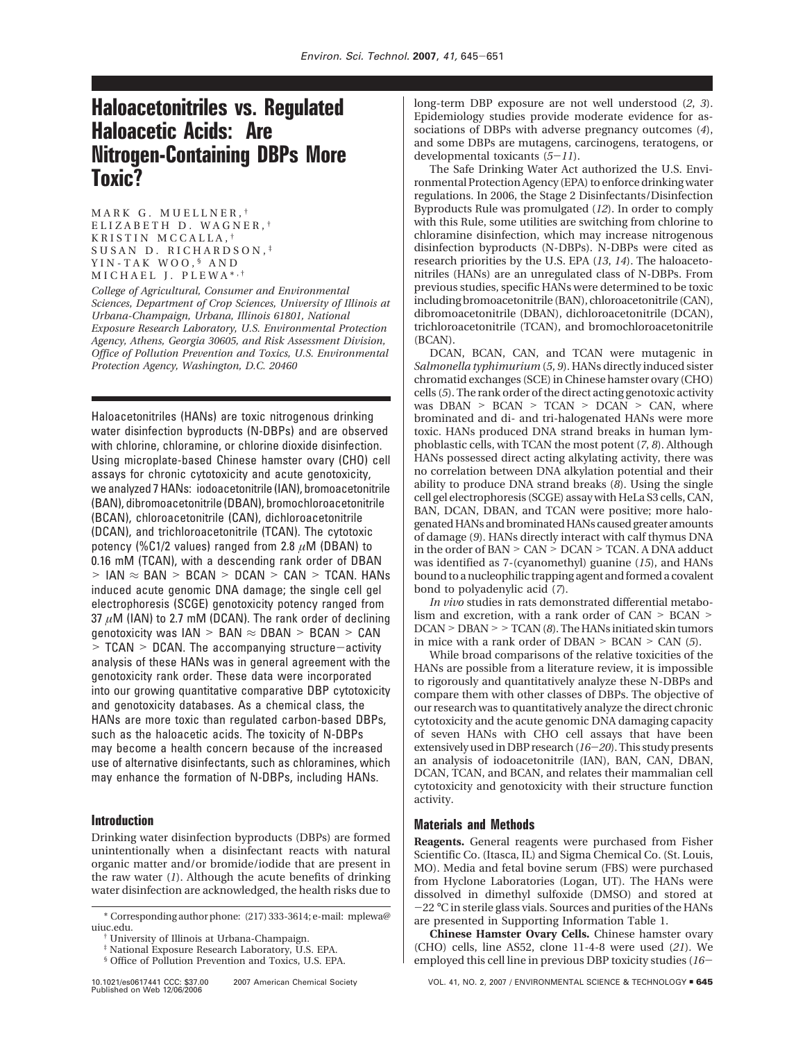# Haloacetonitriles vs. Regulated Haloacetic Acids: Are Nitrogen-Containing DBPs More Toxic?

MARK G. MUELLNER,[†] ELIZABETH D. WAGNER,[†] KRISTIN MCCALLA,[†] SUSAN D. RICHARDSON,[‡] YIN-TAK WOO,[§] AND MICHAEL J. PLEWA*,[†]

*College of Agricultural, Consumer and Environmental Sciences, Department of Crop Sciences, University of Illinois at Urbana-Champaign, Urbana, Illinois 61801, National Exposure Research Laboratory, U.S. Environmental Protection Agency, Athens, Georgia 30605, and Risk Assessment Division, Office of Pollution Prevention and Toxics, U.S. Environmental Protection Agency, Washington, D.C. 20460*

Haloacetonitriles (HANs) are toxic nitrogenous drinking water disinfection byproducts (N-DBPs) and are observed with chlorine, chloramine, or chlorine dioxide disinfection. Using microplate-based Chinese hamster ovary (CHO) cell assays for chronic cytotoxicity and acute genotoxicity, we analyzed 7 HANs: iodoacetonitrile (IAN), bromoacetonitrile (BAN), dibromoacetonitrile (DBAN), bromochloroacetonitrile (BCAN), chloroacetonitrile (CAN), dichloroacetonitrile (DCAN), and trichloroacetonitrile (TCAN). The cytotoxic potency (%C1/2 values) ranged from 2.8 $\mu$M (DBAN) to 0.16 mM (TCAN), with a descending rank order of DBAN > IAN $\approx$ BAN > BCAN > DCAN > CAN > TCAN. HANs induced acute genomic DNA damage; the single cell gel electrophoresis (SCGE) genotoxicity potency ranged from 37 $\mu$M (IAN) to 2.7 mM (DCAN). The rank order of declining genotoxicity was IAN > BAN $\approx$ DBAN > BCAN > CAN > TCAN > DCAN. The accompanying structure–activity analysis of these HANs was in general agreement with the genotoxicity rank order. These data were incorporated into our growing quantitative comparative DBP cytotoxicity and genotoxicity databases. As a chemical class, the HANs are more toxic than regulated carbon-based DBPs, such as the haloacetic acids. The toxicity of N-DBPs may become a health concern because of the increased use of alternative disinfectants, such as chloramines, which may enhance the formation of N-DBPs, including HANs.

## Introduction

Drinking water disinfection byproducts (DBPs) are formed unintentionally when a disinfectant reacts with natural organic matter and/or bromide/iodide that are present in the raw water (*1*). Although the acute benefits of drinking water disinfection are acknowledged, the health risks due to long-term DBP exposure are not well understood (*2*, *3*). Epidemiology studies provide moderate evidence for associations of DBPs with adverse pregnancy outcomes (*4*), and some DBPs are mutagens, carcinogens, teratogens, or developmental toxicants (*5*–*11*).

The Safe Drinking Water Act authorized the U.S. Environmental Protection Agency (EPA) to enforce drinking water regulations. In 2006, the Stage 2 Disinfectants/Disinfection Byproducts Rule was promulgated (*12*). In order to comply with this Rule, some utilities are switching from chlorine to chloramine disinfection, which may increase nitrogenous disinfection byproducts (N-DBPs). N-DBPs were cited as research priorities by the U.S. EPA (*13*, *14*). The haloacetonitriles (HANs) are an unregulated class of N-DBPs. From previous studies, specific HANs were determined to be toxic including bromoacetonitrile (BAN), chloroacetonitrile (CAN), dibromoacetonitrile (DBAN), dichloroacetonitrile (DCAN), trichloroacetonitrile (TCAN), and bromochloroacetonitrile (BCAN).

DCAN, BCAN, CAN, and TCAN were mutagenic in *Salmonella typhimurium* (*5*, *9*). HANs directly induced sister chromatid exchanges (SCE) in Chinese hamster ovary (CHO) cells (*5*). The rank order of the direct acting genotoxic activity was DBAN > BCAN > TCAN > DCAN > CAN, where brominated and di- and tri-halogenated HANs were more toxic. HANs produced DNA strand breaks in human lymphoblastic cells, with TCAN the most potent (*7*, *8*). Although HANs possessed direct acting alkylating activity, there was no correlation between DNA alkylation potential and their ability to produce DNA strand breaks (*8*). Using the single cell gel electrophoresis (SCGE) assay with HeLa S3 cells, CAN, BAN, DCAN, DBAN, and TCAN were positive; more halogenated HANs and brominated HANs caused greater amounts of damage (*9*). HANs directly interact with calf thymus DNA in the order of BAN > CAN > DCAN > TCAN. A DNA adduct was identified as 7-(cyanomethyl) guanine (*15*), and HANs bound to a nucleophilic trapping agent and formed a covalent bond to polyadenylic acid (*7*).

*In vivo* studies in rats demonstrated differential metabolism and excretion, with a rank order of CAN > BCAN > DCAN > DBAN > > TCAN (*8*). The HANs initiated skin tumors in mice with a rank order of DBAN > BCAN > CAN (*5*).

While broad comparisons of the relative toxicities of the HANs are possible from a literature review, it is impossible to rigorously and quantitatively analyze these N-DBPs and compare them with other classes of DBPs. The objective of our research was to quantitatively analyze the direct chronic cytotoxicity and the acute genomic DNA damaging capacity of seven HANs with CHO cell assays that have been extensively used in DBP research (*16*–*20*). This study presents an analysis of iodoacetonitrile (IAN), BAN, CAN, DBAN, DCAN, TCAN, and BCAN, and relates their mammalian cell cytotoxicity and genotoxicity with their structure function activity.

## Materials and Methods

**Reagents.** General reagents were purchased from Fisher Scientific Co. (Itasca, IL) and Sigma Chemical Co. (St. Louis, MO). Media and fetal bovine serum (FBS) were purchased from Hyclone Laboratories (Logan, UT). The HANs were dissolved in dimethyl sulfoxide (DMSO) and stored at −22 °C in sterile glass vials. Sources and purities of the HANs are presented in Supporting Information Table 1.

**Chinese Hamster Ovary Cells.** Chinese hamster ovary (CHO) cells, line AS52, clone 11-4-8 were used (*21*). We employed this cell line in previous DBP toxicity studies (*16*–

\* Corresponding author phone: (217) 333-3614; e-mail: mplewa@uiuc.edu.

[†] University of Illinois at Urbana-Champaign.

[‡] National Exposure Research Laboratory, U.S. EPA.

[§] Office of Pollution Prevention and Toxics, U.S. EPA.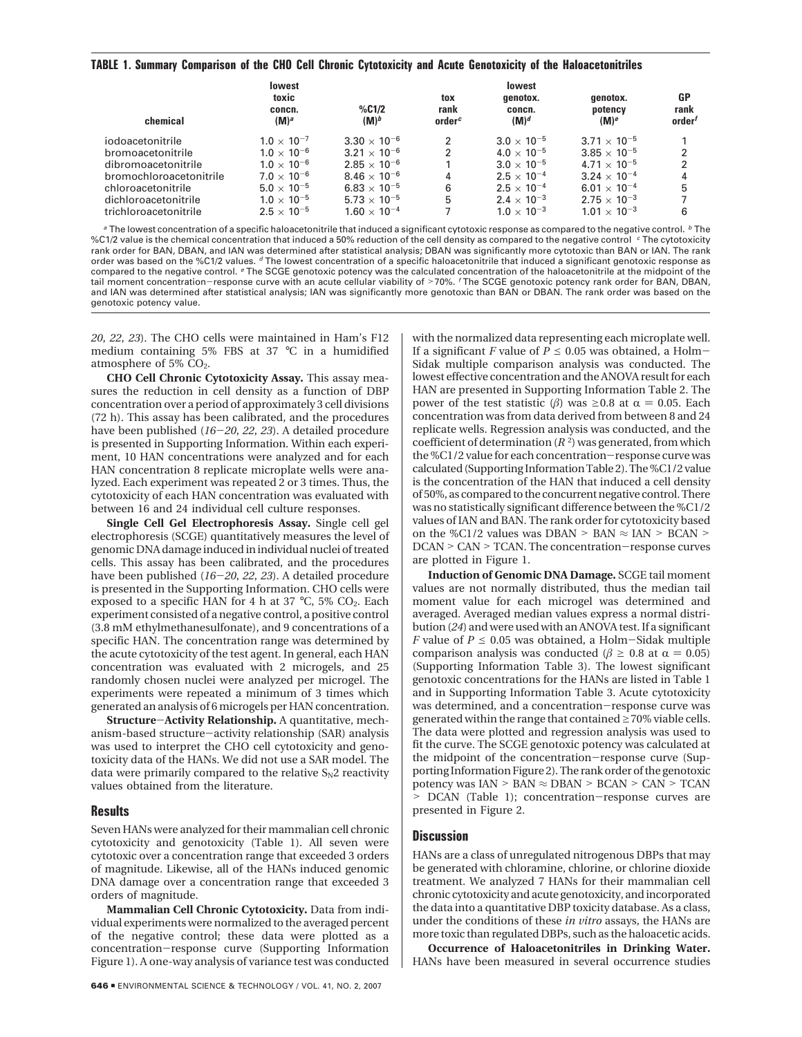**TABLE 1. Summary Comparison of the CHO Cell Chronic Cytotoxicity and Acute Genotoxicity of the Haloacetonitriles**

| chemical | lowest toxic concn. (M)[a] | %C1/2 (M)[b] | tox rank order[c] | lowest genotox. concn. (M)[d] | genotox. potency (M)[e] | GP rank order[f] |
|---|---|---|---|---|---|---|
| iodoacetonitrile | $1.0 \times 10^{-7}$ | $3.30 \times 10^{-6}$ | 2 | $3.0 \times 10^{-5}$ | $3.71 \times 10^{-5}$ | 1 |
| bromoacetonitrile | $1.0 \times 10^{-6}$ | $3.21 \times 10^{-6}$ | 2 | $4.0 \times 10^{-5}$ | $3.85 \times 10^{-5}$ | 2 |
| dibromoacetonitrile | $1.0 \times 10^{-6}$ | $2.85 \times 10^{-6}$ | 1 | $3.0 \times 10^{-5}$ | $4.71 \times 10^{-5}$ | 2 |
| bromochloroacetonitrile | $7.0 \times 10^{-6}$ | $8.46 \times 10^{-6}$ | 4 | $2.5 \times 10^{-4}$ | $3.24 \times 10^{-4}$ | 4 |
| chloroacetonitrile | $5.0 \times 10^{-5}$ | $6.83 \times 10^{-5}$ | 6 | $2.5 \times 10^{-4}$ | $6.01 \times 10^{-4}$ | 5 |
| dichloroacetonitrile | $1.0 \times 10^{-5}$ | $5.73 \times 10^{-5}$ | 5 | $2.4 \times 10^{-3}$ | $2.75 \times 10^{-3}$ | 7 |
| trichloroacetonitrile | $2.5 \times 10^{-5}$ | $1.60 \times 10^{-4}$ | 7 | $1.0 \times 10^{-3}$ | $1.01 \times 10^{-3}$ | 6 |

[a] The lowest concentration of a specific haloacetonitrile that induced a significant cytotoxic response as compared to the negative control. [b] The %C1/2 value is the chemical concentration that induced a 50% reduction of the cell density as compared to the negative control [c] The cytotoxicity rank order for BAN, DBAN, and IAN was determined after statistical analysis; DBAN was significantly more cytotoxic than BAN or IAN. The rank order was based on the %C1/2 values. [d] The lowest concentration of a specific haloacetonitrile that induced a significant genotoxic response as compared to the negative control. [e] The SCGE genotoxic potency was the calculated concentration of the haloacetonitrile at the midpoint of the tail moment concentration–response curve with an acute cellular viability of >70%. [f] The SCGE genotoxic potency rank order for BAN, DBAN, and IAN was determined after statistical analysis; IAN was significantly more genotoxic than BAN or DBAN. The rank order was based on the genotoxic potency value.

*20*, *22*, *23*). The CHO cells were maintained in Ham's F12 medium containing 5% FBS at 37 °C in a humidified atmosphere of 5% $CO_2$.

**CHO Cell Chronic Cytotoxicity Assay.** This assay measures the reduction in cell density as a function of DBP concentration over a period of approximately 3 cell divisions (72 h). This assay has been calibrated, and the procedures have been published (*16–20*, *22*, *23*). A detailed procedure is presented in Supporting Information. Within each experiment, 10 HAN concentrations were analyzed and for each HAN concentration 8 replicate microplate wells were analyzed. Each experiment was repeated 2 or 3 times. Thus, the cytotoxicity of each HAN concentration was evaluated with between 16 and 24 individual cell culture responses.

**Single Cell Gel Electrophoresis Assay.** Single cell gel electrophoresis (SCGE) quantitatively measures the level of genomic DNA damage induced in individual nuclei of treated cells. This assay has been calibrated, and the procedures have been published (*16–20*, *22*, *23*). A detailed procedure is presented in the Supporting Information. CHO cells were exposed to a specific HAN for 4 h at 37 °C, 5% $CO_2$. Each experiment consisted of a negative control, a positive control (3.8 mM ethylmethanesulfonate), and 9 concentrations of a specific HAN. The concentration range was determined by the acute cytotoxicity of the test agent. In general, each HAN concentration was evaluated with 2 microgels, and 25 randomly chosen nuclei were analyzed per microgel. The experiments were repeated a minimum of 3 times which generated an analysis of 6 microgels per HAN concentration.

**Structure–Activity Relationship.** A quantitative, mechanism-based structure–activity relationship (SAR) analysis was used to interpret the CHO cell cytotoxicity and genotoxicity data of the HANs. We did not use a SAR model. The data were primarily compared to the relative $S_N2$ reactivity values obtained from the literature.

## Results

Seven HANs were analyzed for their mammalian cell chronic cytotoxicity and genotoxicity (Table 1). All seven were cytotoxic over a concentration range that exceeded 3 orders of magnitude. Likewise, all of the HANs induced genomic DNA damage over a concentration range that exceeded 3 orders of magnitude.

**Mammalian Cell Chronic Cytotoxicity.** Data from individual experiments were normalized to the averaged percent of the negative control; these data were plotted as a concentration–response curve (Supporting Information Figure 1). A one-way analysis of variance test was conducted with the normalized data representing each microplate well. If a significant $F$ value of $P \leq 0.05$ was obtained, a Holm–Sidak multiple comparison analysis was conducted. The lowest effective concentration and the ANOVA result for each HAN are presented in Supporting Information Table 2. The power of the test statistic ($\beta$) was $\geq 0.8$ at $\alpha = 0.05$. Each concentration was from data derived from between 8 and 24 replicate wells. Regression analysis was conducted, and the coefficient of determination ($R^2$) was generated, from which the %C1/2 value for each concentration–response curve was calculated (Supporting Information Table 2). The %C1/2 value is the concentration of the HAN that induced a cell density of 50%, as compared to the concurrent negative control. There was no statistically significant difference between the %C1/2 values of IAN and BAN. The rank order for cytotoxicity based on the %C1/2 values was DBAN > BAN ≈ IAN > BCAN > DCAN > CAN > TCAN. The concentration–response curves are plotted in Figure 1.

**Induction of Genomic DNA Damage.** SCGE tail moment values are not normally distributed, thus the median tail moment value for each microgel was determined and averaged. Averaged median values express a normal distribution (*24*) and were used with an ANOVA test. If a significant $F$ value of $P \leq 0.05$ was obtained, a Holm–Sidak multiple comparison analysis was conducted ($\beta \geq 0.8$ at $\alpha = 0.05$) (Supporting Information Table 3). The lowest significant genotoxic concentrations for the HANs are listed in Table 1 and in Supporting Information Table 3. Acute cytotoxicity was determined, and a concentration–response curve was generated within the range that contained ≥70% viable cells. The data were plotted and regression analysis was used to fit the curve. The SCGE genotoxic potency was calculated at the midpoint of the concentration–response curve (Supporting Information Figure 2). The rank order of the genotoxic potency was IAN > BAN ≈ DBAN > BCAN > CAN > TCAN > DCAN (Table 1); concentration–response curves are presented in Figure 2.

## Discussion

HANs are a class of unregulated nitrogenous DBPs that may be generated with chloramine, chlorine, or chlorine dioxide treatment. We analyzed 7 HANs for their mammalian cell chronic cytotoxicity and acute genotoxicity, and incorporated the data into a quantitative DBP toxicity database. As a class, under the conditions of these *in vitro* assays, the HANs are more toxic than regulated DBPs, such as the haloacetic acids.

**Occurrence of Haloacetonitriles in Drinking Water.** HANs have been measured in several occurrence studies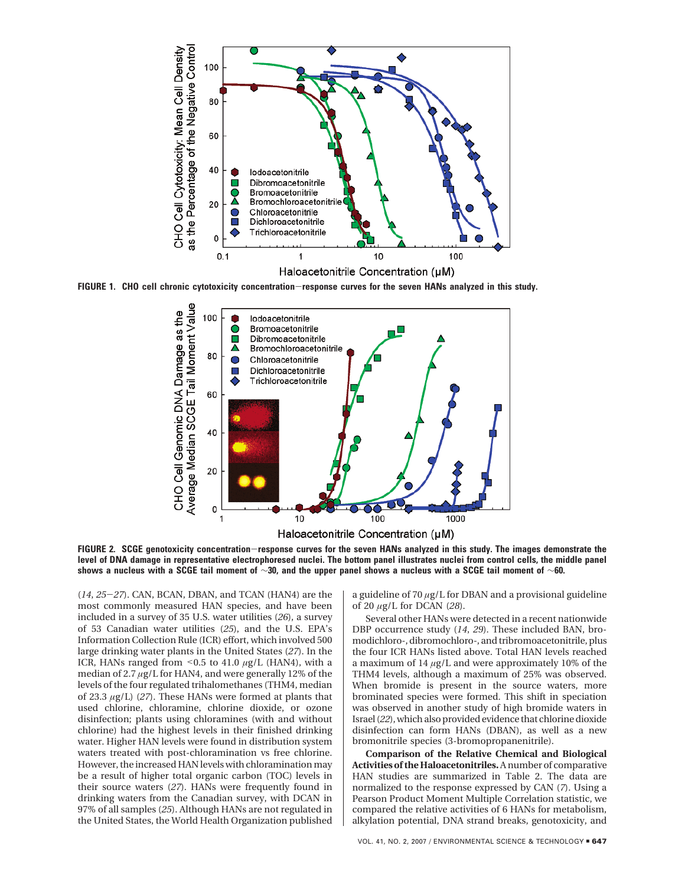CHO Cell Cytotoxicity: Mean Cell Density as the Percentage of the Negative Control

Haloacetonitrile Concentration (µM)

Iodoacetonitrile
Dibromoacetonitrile
Bromoacetonitrile
Bromochloroacetonitrile
Chloroacetonitrile
Dichloroacetonitrile
Trichloroacetonitrile

0, 20, 40, 60, 80, 100
0.1, 1, 10, 100

**FIGURE 1. CHO cell chronic cytotoxicity concentration−response curves for the seven HANs analyzed in this study.**

CHO Cell Genomic DNA Damage as the Average Median SCGE Tail Moment Value

Haloacetonitrile Concentration (µM)

Iodoacetonitrile
Bromoacetonitrile
Dibromoacetonitrile
Bromochloroacetonitrile
Chloroacetonitrile
Dichloroacetonitrile
Trichloroacetonitrile

0, 20, 40, 60, 80, 100
1, 10, 100, 1000

**FIGURE 2. SCGE genotoxicity concentration−response curves for the seven HANs analyzed in this study. The images demonstrate the level of DNA damage in representative electrophoresed nuclei. The bottom panel illustrates nuclei from control cells, the middle panel shows a nucleus with a SCGE tail moment of ∼30, and the upper panel shows a nucleus with a SCGE tail moment of ∼60.**

(*14*, *25*−*27*). CAN, BCAN, DBAN, and TCAN (HAN4) are the most commonly measured HAN species, and have been included in a survey of 35 U.S. water utilities (*26*), a survey of 53 Canadian water utilities (*25*), and the U.S. EPA's Information Collection Rule (ICR) effort, which involved 500 large drinking water plants in the United States (*27*). In the ICR, HANs ranged from <0.5 to 41.0 µg/L (HAN4), with a median of 2.7 µg/L for HAN4, and were generally 12% of the levels of the four regulated trihalomethanes (THM4, median of 23.3 µg/L) (*27*). These HANs were formed at plants that used chlorine, chloramine, chlorine dioxide, or ozone disinfection; plants using chloramines (with and without chlorine) had the highest levels in their finished drinking water. Higher HAN levels were found in distribution system waters treated with post-chloramination vs free chlorine. However, the increased HAN levels with chloramination may be a result of higher total organic carbon (TOC) levels in their source waters (*27*). HANs were frequently found in drinking waters from the Canadian survey, with DCAN in 97% of all samples (*25*). Although HANs are not regulated in the United States, the World Health Organization published a guideline of 70 µg/L for DBAN and a provisional guideline of 20 µg/L for DCAN (*28*).

Several other HANs were detected in a recent nationwide DBP occurrence study (*14*, *29*). These included BAN, bromodichloro-, dibromochloro-, and tribromoacetonitrile, plus the four ICR HANs listed above. Total HAN levels reached a maximum of 14 µg/L and were approximately 10% of the THM4 levels, although a maximum of 25% was observed. When bromide is present in the source waters, more brominated species were formed. This shift in speciation was observed in another study of high bromide waters in Israel (*22*), which also provided evidence that chlorine dioxide disinfection can form HANs (DBAN), as well as a new bromonitrile species (3-bromopropanenitrile).

**Comparison of the Relative Chemical and Biological Activities of the Haloacetonitriles.** A number of comparative HAN studies are summarized in Table 2. The data are normalized to the response expressed by CAN (*7*). Using a Pearson Product Moment Multiple Correlation statistic, we compared the relative activities of 6 HANs for metabolism, alkylation potential, DNA strand breaks, genotoxicity, and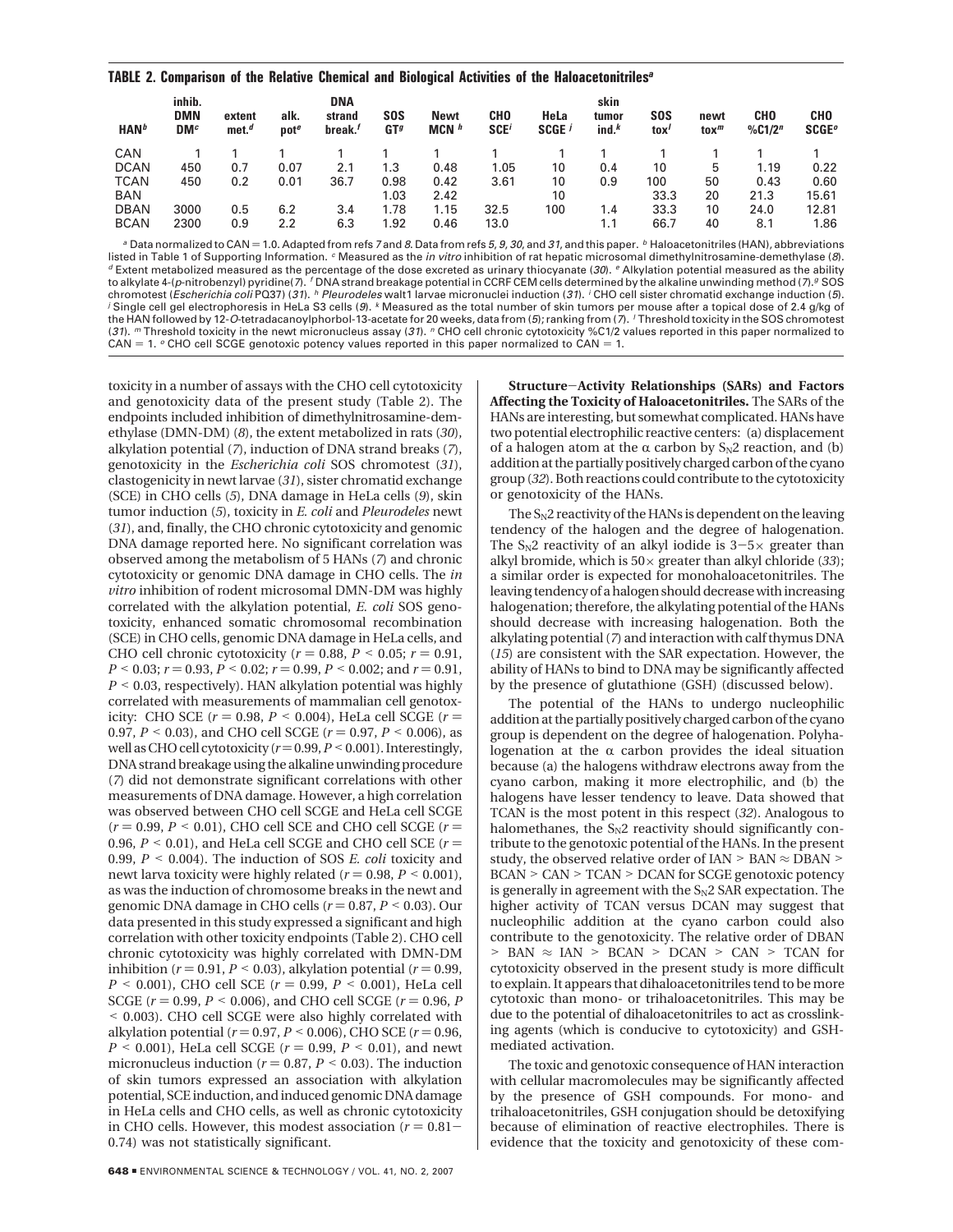**TABLE 2. Comparison of the Relative Chemical and Biological Activities of the Haloacetonitriles[a]**

| HAN[b] | inhib. DMN DM[c] | extent met.[d] | alk. pot[e] | DNA strand break.[f] | SOS GT[g] | Newt MCN[h] | CHO SCE[i] | HeLa SCGE[j] | skin tumor ind.[k] | SOS tox[l] | newt tox[m] | CHO %C1/2[n] | CHO SCGE[o] |
|---|---|---|---|---|---|---|---|---|---|---|---|---|---|
| CAN | 1 | 1 | 1 | 1 | 1 | 1 | 1 | 1 | 1 | 1 | 1 | 1 | 1 |
| DCAN | 450 | 0.7 | 0.07 | 2.1 | 1.3 | 0.48 | 1.05 | 10 | 0.4 | 10 | 5 | 1.19 | 0.22 |
| TCAN | 450 | 0.2 | 0.01 | 36.7 | 0.98 | 0.42 | 3.61 | 10 | 0.9 | 100 | 50 | 0.43 | 0.60 |
| BAN | | | | | 1.03 | 2.42 | | 10 | | 33.3 | 20 | 21.3 | 15.61 |
| DBAN | 3000 | 0.5 | 6.2 | 3.4 | 1.78 | 1.15 | 32.5 | 100 | 1.4 | 33.3 | 10 | 24.0 | 12.81 |
| BCAN | 2300 | 0.9 | 2.2 | 6.3 | 1.92 | 0.46 | 13.0 | | 1.1 | 66.7 | 40 | 8.1 | 1.86 |

[a] Data normalized to CAN = 1.0. Adapted from refs *7* and *8*. Data from refs *5, 9, 30*, and *31*, and this paper. [b] Haloacetonitriles (HAN), abbreviations listed in Table 1 of Supporting Information. [c] Measured as the *in vitro* inhibition of rat hepatic microsomal dimethylnitrosamine-demethylase (*8*). [d] Extent metabolized measured as the percentage of the dose excreted as urinary thiocyanate (*30*). [e] Alkylation potential measured as the ability to alkylate 4-(*p*-nitrobenzyl) pyridine(*7*). [f] DNA strand breakage potential in CCRF CEM cells determined by the alkaline unwinding method (*7*). [g] SOS chromotest (*Escherichia coli* PQ37) (*31*). [h] *Pleurodeles* walt1 larvae micronuclei induction (*31*). [i] CHO cell sister chromatid exchange induction (*5*). [j] Single cell gel electrophoresis in HeLa S3 cells (*9*). [k] Measured as the total number of skin tumors per mouse after a topical dose of 2.4 g/kg of the HAN followed by 12-*O*-tetradacanoylphorbol-13-acetate for 20 weeks, data from (*5*); ranking from (*7*). [l] Threshold toxicity in the SOS chromotest (*31*). [m] Threshold toxicity in the newt micronucleus assay (*31*). [n] CHO cell cytotoxicity %C1/2 values reported in this paper normalized to CAN = 1. [o] CHO cell SCGE genotoxic potency values reported in this paper normalized to CAN = 1.

toxicity in a number of assays with the CHO cell cytotoxicity and genotoxicity data of the present study (Table 2). The endpoints included inhibition of dimethylnitrosamine-demethylase (DMN-DM) (*8*), the extent metabolized in rats (*30*), alkylation potential (*7*), induction of DNA strand breaks (*7*), genotoxicity in the *Escherichia coli* SOS chromotest (*31*), clastogenicity in newt larvae (*31*), sister chromatid exchange (SCE) in CHO cells (*5*), DNA damage in HeLa cells (*9*), skin tumor induction (*5*), toxicity in *E. coli* and *Pleurodeles* newt (*31*), and, finally, the CHO chronic cytotoxicity and genomic DNA damage reported here. No significant correlation was observed among the metabolism of 5 HANs (*7*) and chronic cytotoxicity or genomic DNA damage in CHO cells. The *in vitro* inhibition of rodent microsomal DMN-DM was highly correlated with the alkylation potential, *E. coli* SOS genotoxicity, enhanced somatic chromosomal recombination (SCE) in CHO cells, genomic DNA damage in HeLa cells, and CHO cell chronic cytotoxicity ($r = 0.88$, $P < 0.05$; $r = 0.91$, $P < 0.03$; $r = 0.93$, $P < 0.02$; $r = 0.99$, $P < 0.002$; and $r = 0.91$, $P < 0.03$, respectively). HAN alkylation potential was highly correlated with measurements of mammalian cell genotoxicity: CHO SCE ($r = 0.98$, $P < 0.004$), HeLa cell SCGE ($r = 0.97$, $P < 0.03$), and CHO cell SCGE ($r = 0.97$, $P < 0.006$), as well as CHO cell cytotoxicity ($r = 0.99$, $P < 0.001$). Interestingly, DNA strand breakage using the alkaline unwinding procedure (*7*) did not demonstrate significant correlations with other measurements of DNA damage. However, a high correlation was observed between CHO cell SCGE and HeLa cell SCGE ($r = 0.99$, $P < 0.01$), CHO cell SCE and CHO cell SCGE ($r = 0.96$, $P < 0.01$), and HeLa cell SCGE and CHO cell SCE ($r = 0.99$, $P < 0.004$). The induction of SOS *E. coli* toxicity and newt larva toxicity were highly related ($r = 0.98$, $P < 0.001$), as was the induction of chromosome breaks in the newt and genomic DNA damage in CHO cells ($r = 0.87$, $P < 0.03$). Our data presented in this study expressed a significant and high correlation with other toxicity endpoints (Table 2). CHO cell chronic cytotoxicity was highly correlated with DMN-DM inhibition ($r = 0.91$, $P < 0.03$), alkylation potential ($r = 0.99$, $P < 0.001$), CHO cell SCE ($r = 0.99$, $P < 0.001$), HeLa cell SCGE ($r = 0.99$, $P < 0.006$), and CHO cell SCGE ($r = 0.96$, $P < 0.003$). CHO cell SCGE were also highly correlated with alkylation potential ($r = 0.97$, $P < 0.006$), CHO SCE ($r = 0.96$, $P < 0.001$), HeLa cell SCGE ($r = 0.99$, $P < 0.01$), and newt micronucleus induction ($r = 0.87$, $P < 0.03$). The induction of skin tumors expressed an association with alkylation potential, SCE induction, and induced genomic DNA damage in HeLa cells and CHO cells, as well as chronic cytotoxicity in CHO cells. However, this modest association ($r = 0.81-0.74$) was not statistically significant.

**Structure−Activity Relationships (SARs) and Factors Affecting the Toxicity of Haloacetonitriles.** The SARs of the HANs are interesting, but somewhat complicated. HANs have two potential electrophilic reactive centers: (a) displacement of a halogen atom at the α carbon by $S_N2$ reaction, and (b) addition at the partially positively charged carbon of the cyano group (*32*). Both reactions could contribute to the cytotoxicity or genotoxicity of the HANs.

The $S_N2$ reactivity of the HANs is dependent on the leaving tendency of the halogen and the degree of halogenation. The $S_N2$ reactivity of an alkyl iodide is $3-5\times$ greater than alkyl bromide, which is $50\times$ greater than alkyl chloride (*33*); a similar order is expected for monohaloacetonitriles. The leaving tendency of a halogen should decrease with increasing halogenation; therefore, the alkylating potential of the HANs should decrease with increasing halogenation. Both the alkylating potential (*7*) and interaction with calf thymus DNA (*15*) are consistent with the SAR expectation. However, the ability of HANs to bind to DNA may be significantly affected by the presence of glutathione (GSH) (discussed below).

The potential of the HANs to undergo nucleophilic addition at the partially positively charged carbon of the cyano group is dependent on the degree of halogenation. Polyhalogenation at the α carbon provides the ideal situation because (a) the halogens withdraw electrons away from the cyano carbon, making it more electrophilic, and (b) the halogens have lesser tendency to leave. Data showed that TCAN is the most potent in this respect (*32*). Analogous to halomethanes, the $S_N2$ reactivity should significantly contribute to the genotoxic potential of the HANs. In the present study, the observed relative order of IAN > BAN ≈ DBAN > BCAN > CAN > TCAN > DCAN for SCGE genotoxic potency is generally in agreement with the $S_N2$ SAR expectation. The higher activity of TCAN versus DCAN may suggest that nucleophilic addition at the cyano carbon could also contribute to the genotoxicity. The relative order of DBAN > BAN ≈ IAN > BCAN > DCAN > CAN > TCAN for cytotoxicity observed in the present study is more difficult to explain. It appears that dihaloacetonitriles tend to be more cytotoxic than mono- or trihaloacetonitriles. This may be due to the potential of dihaloacetonitriles to act as crosslinking agents (which is conducive to cytotoxicity) and GSH-mediated activation.

The toxic and genotoxic consequence of HAN interaction with cellular macromolecules may be significantly affected by the presence of GSH compounds. For mono- and trihaloacetonitriles, GSH conjugation should be detoxifying because of elimination of reactive electrophiles. There is evidence that the toxicity and genotoxicity of these com-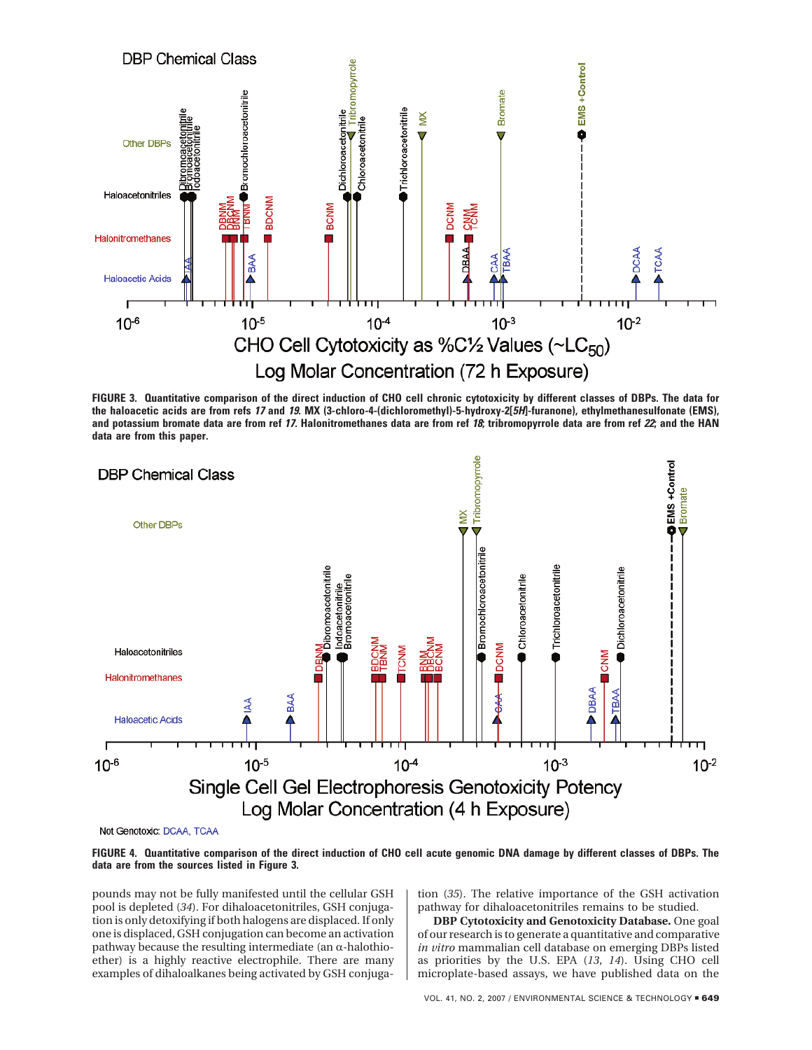DBP Chemical Class

Other DBPs

Haloacetonitriles

Halonitromethanes

Haloacetic Acids

Dibromoacetonitrile
Bromoacetonitrile
Iodoacetonitrile
Bromochloroacetonitrile
Dichloroacetonitrile
Tribromopyrrole
Chloroacetonitrile
Trichloroacetonitrile
MX
Bromate
EMS +Control

DBNM DBCNM BNM TBNM BDCNM BCNM DCNM CNM TCNM

IAA BAA DBAA CAA TBAA DCAA TCAA

$10^{-6}$ $10^{-5}$ $10^{-4}$ $10^{-3}$ $10^{-2}$

CHO Cell Cytotoxicity as %C½ Values (~$LC_{50}$)
Log Molar Concentration (72 h Exposure)

**FIGURE 3. Quantitative comparison of the direct induction of CHO cell chronic cytotoxicity by different classes of DBPs. The data for the haloacetic acids are from refs *17* and *19*. MX (3-chloro-4-(dichloromethyl)-5-hydroxy-2[*5H*]-furanone), ethylmethanesulfonate (EMS), and potassium bromate data are from ref *17*. Halonitromethanes data are from ref *18*; tribromopyrrole data are from ref *22*; and the HAN data are from this paper.**

DBP Chemical Class

Other DBPs

Haloacetonitriles

Halonitromethanes

Haloacetic Acids

MX
Tribromopyrrole
EMS +Control
Bromate

Dibromoacetonitrile
Iodoacetonitrile
Bromoacetonitrile
Bromochloroacetonitrile
Chloroacetonitrile
Trichloroacetonitrile
Dichloroacetonitrile

DBNM BDCNM TBNM TCNM BNM DBCNM BCNM DCNM CNM

IAA BAA CAA DBAA TBAA

$10^{-6}$ $10^{-5}$ $10^{-4}$ $10^{-3}$ $10^{-2}$

Single Cell Gel Electrophoresis Genotoxicity Potency
Log Molar Concentration (4 h Exposure)

Not Genotoxic: DCAA, TCAA

**FIGURE 4. Quantitative comparison of the direct induction of CHO cell acute genomic DNA damage by different classes of DBPs. The data are from the sources listed in Figure 3.**

pounds may not be fully manifested until the cellular GSH pool is depleted (*34*). For dihaloacetonitriles, GSH conjugation is only detoxifying if both halogens are displaced. If only one is displaced, GSH conjugation can become an activation pathway because the resulting intermediate (an α-halothioether) is a highly reactive electrophile. There are many examples of dihaloalkanes being activated by GSH conjugation (*35*). The relative importance of the GSH activation pathway for dihaloacetonitriles remains to be studied.

**DBP Cytotoxicity and Genotoxicity Database.** One goal of our research is to generate a quantitative and comparative *in vitro* mammalian cell database on emerging DBPs listed as priorities by the U.S. EPA (*13*, *14*). Using CHO cell microplate-based assays, we have published data on the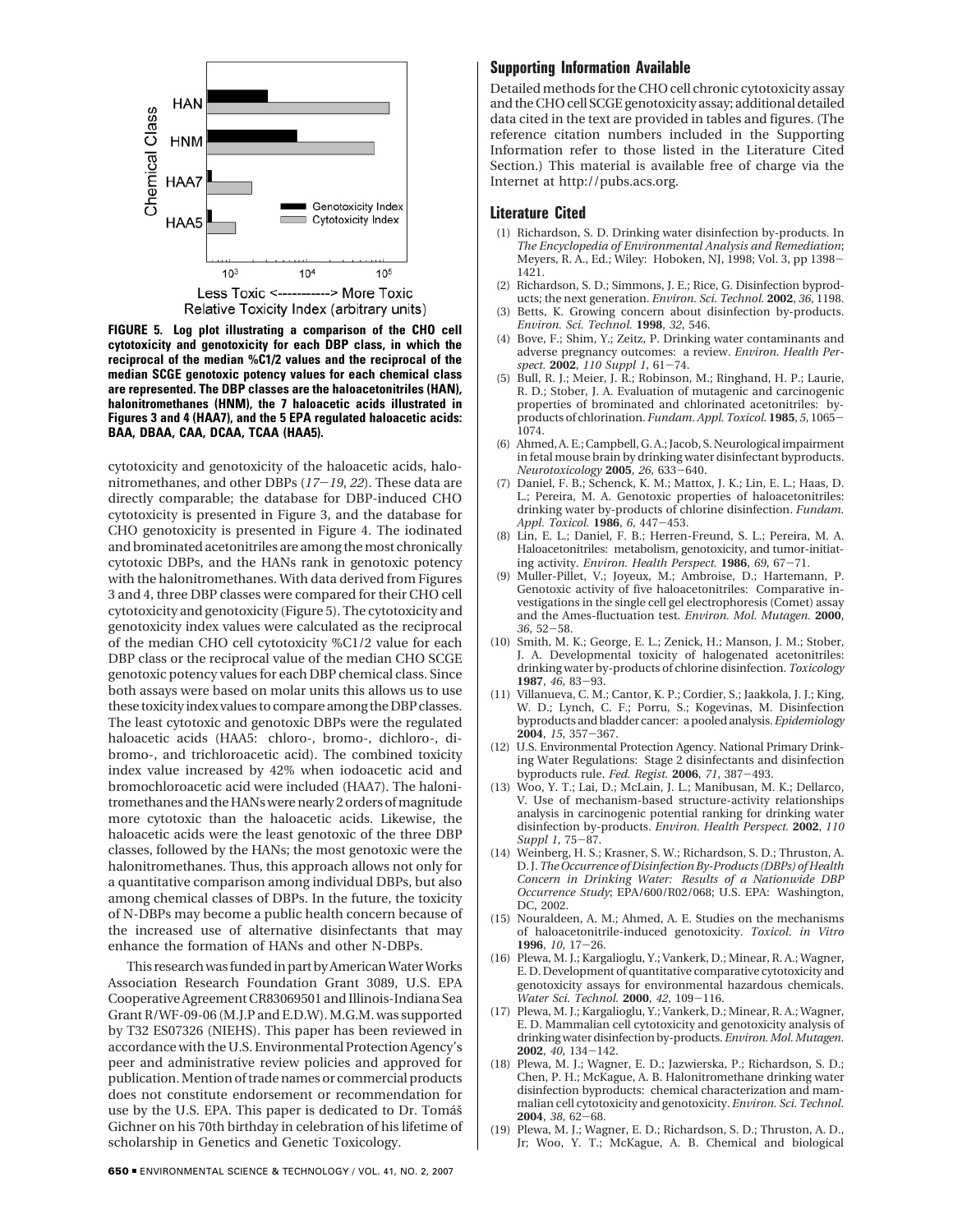Chemical Class

HAN

HNM

HAA7

HAA5

Genotoxicity Index

Cytotoxicity Index

$10^3$

$10^4$

$10^5$

Less Toxic <-----------> More Toxic

Relative Toxicity Index (arbitrary units)

**FIGURE 5. Log plot illustrating a comparison of the CHO cell cytotoxicity and genotoxicity for each DBP class, in which the reciprocal of the median %C1/2 values and the reciprocal of the median SCGE genotoxic potency values for each chemical class are represented. The DBP classes are the haloacetonitriles (HAN), halonitromethanes (HNM), the 7 haloacetic acids illustrated in Figures 3 and 4 (HAA7), and the 5 EPA regulated haloacetic acids: BAA, DBAA, CAA, DCAA, TCAA (HAA5).**

cytotoxicity and genotoxicity of the haloacetic acids, halonitromethanes, and other DBPs (*17–19, 22*). These data are directly comparable; the database for DBP-induced CHO cytotoxicity is presented in Figure 3, and the database for CHO genotoxicity is presented in Figure 4. The iodinated and brominated acetonitriles are among the most chronically cytotoxic DBPs, and the HANs rank in genotoxic potency with the halonitromethanes. With data derived from Figures 3 and 4, three DBP classes were compared for their CHO cell cytotoxicity and genotoxicity (Figure 5). The cytotoxicity and genotoxicity index values were calculated as the reciprocal of the median CHO cell cytotoxicity %C1/2 value for each DBP class or the reciprocal value of the median CHO SCGE genotoxic potency values for each DBP chemical class. Since both assays were based on molar units this allows us to use these toxicity index values to compare among the DBP classes. The least cytotoxic and genotoxic DBPs were the regulated haloacetic acids (HAA5: chloro-, bromo-, dichloro-, dibromo-, and trichloroacetic acid). The combined toxicity index value increased by 42% when iodoacetic acid and bromochloroacetic acid were included (HAA7). The halonitromethanes and the HANs were nearly 2 orders of magnitude more cytotoxic than the haloacetic acids. Likewise, the haloacetic acids were the least genotoxic of the three DBP classes, followed by the HANs; the most genotoxic were the halonitromethanes. Thus, this approach allows not only for a quantitative comparison among individual DBPs, but also among chemical classes of DBPs. In the future, the toxicity of N-DBPs may become a public health concern because of the increased use of alternative disinfectants that may enhance the formation of HANs and other N-DBPs.

This research was funded in part by American Water Works Association Research Foundation Grant 3089, U.S. EPA Cooperative Agreement CR83069501 and Illinois-Indiana Sea Grant R/WF-09-06 (M.J.P and E.D.W). M.G.M. was supported by T32 ES07326 (NIEHS). This paper has been reviewed in accordance with the U.S. Environmental Protection Agency's peer and administrative review policies and approved for publication. Mention of trade names or commercial products does not constitute endorsement or recommendation for use by the U.S. EPA. This paper is dedicated to Dr. Tomáš Gichner on his 70th birthday in celebration of his lifetime of scholarship in Genetics and Genetic Toxicology.

## Supporting Information Available

Detailed methods for the CHO cell chronic cytotoxicity assay and the CHO cell SCGE genotoxicity assay; additional detailed data cited in the text are provided in tables and figures. (The reference citation numbers included in the Supporting Information refer to those listed in the Literature Cited Section.) This material is available free of charge via the Internet at http://pubs.acs.org.

## Literature Cited

(1) Richardson, S. D. Drinking water disinfection by-products. In *The Encyclopedia of Environmental Analysis and Remediation*; Meyers, R. A., Ed.; Wiley: Hoboken, NJ, 1998; Vol. 3, pp 1398–1421.

(2) Richardson, S. D.; Simmons, J. E.; Rice, G. Disinfection byproducts; the next generation. *Environ. Sci. Technol.* **2002**, *36*, 1198.

(3) Betts, K. Growing concern about disinfection by-products. *Environ. Sci. Technol.* **1998**, *32*, 546.

(4) Bove, F.; Shim, Y.; Zeitz, P. Drinking water contaminants and adverse pregnancy outcomes: a review. *Environ. Health Perspect.* **2002**, *110 Suppl 1*, 61–74.

(5) Bull, R. J.; Meier, J. R.; Robinson, M.; Ringhand, H. P.; Laurie, R. D.; Stober, J. A. Evaluation of mutagenic and carcinogenic properties of brominated and chlorinated acetonitriles: by-products of chlorination. *Fundam. Appl. Toxicol.* **1985**, *5*, 1065–1074.

(6) Ahmed, A. E.; Campbell, G. A.; Jacob, S. Neurological impairment in fetal mouse brain by drinking water disinfectant byproducts. *Neurotoxicology* **2005**, *26*, 633–640.

(7) Daniel, F. B.; Schenck, K. M.; Mattox, J. K.; Lin, E. L.; Haas, D. L.; Pereira, M. A. Genotoxic properties of haloacetonitriles: drinking water by-products of chlorine disinfection. *Fundam. Appl. Toxicol.* **1986**, *6*, 447–453.

(8) Lin, E. L.; Daniel, F. B.; Herren-Freund, S. L.; Pereira, M. A. Haloacetonitriles: metabolism, genotoxicity, and tumor-initiating activity. *Environ. Health Perspect.* **1986**, *69*, 67–71.

(9) Muller-Pillet, V.; Joyeux, M.; Ambroise, D.; Hartemann, P. Genotoxic activity of five haloacetonitriles: Comparative investigations in the single cell gel electrophoresis (Comet) assay and the Ames-fluctuation test. *Environ. Mol. Mutagen.* **2000**, *36*, 52–58.

(10) Smith, M. K.; George, E. L.; Zenick, H.; Manson, J. M.; Stober, J. A. Developmental toxicity of halogenated acetonitriles: drinking water by-products of chlorine disinfection. *Toxicology* **1987**, *46*, 83–93.

(11) Villanueva, C. M.; Cantor, K. P.; Cordier, S.; Jaakkola, J. J.; King, W. D.; Lynch, C. F.; Porru, S.; Kogevinas, M. Disinfection byproducts and bladder cancer: a pooled analysis. *Epidemiology* **2004**, *15*, 357–367.

(12) U.S. Environmental Protection Agency. National Primary Drinking Water Regulations: Stage 2 disinfectants and disinfection byproducts rule. *Fed. Regist.* **2006**, *71*, 387–493.

(13) Woo, Y. T.; Lai, D.; McLain, J. L.; Manibusan, M. K.; Dellarco, V. Use of mechanism-based structure-activity relationships analysis in carcinogenic potential ranking for drinking water disinfection by-products. *Environ. Health Perspect.* **2002**, *110 Suppl 1*, 75–87.

(14) Weinberg, H. S.; Krasner, S. W.; Richardson, S. D.; Thruston, A. D. J. *The Occurrence of Disinfection By-Products (DBPs) of Health Concern in Drinking Water: Results of a Nationwide DBP Occurrence Study*; EPA/600/R02/068; U.S. EPA: Washington, DC, 2002.

(15) Nouraldeen, A. M.; Ahmed, A. E. Studies on the mechanisms of haloacetonitrile-induced genotoxicity. *Toxicol. in Vitro* **1996**, *10*, 17–26.

(16) Plewa, M. J.; Kargalioglu, Y.; Vankerk, D.; Minear, R. A.; Wagner, E. D. Development of quantitative comparative cytotoxicity and genotoxicity assays for environmental hazardous chemicals. *Water Sci. Technol.* **2000**, *42*, 109–116.

(17) Plewa, M. J.; Kargalioglu, Y.; Vankerk, D.; Minear, R. A.; Wagner, E. D. Mammalian cell cytotoxicity and genotoxicity analysis of drinking water disinfection by-products. *Environ. Mol. Mutagen.* **2002**, *40*, 134–142.

(18) Plewa, M. J.; Wagner, E. D.; Jazwierska, P.; Richardson, S. D.; Chen, P. H.; McKague, A. B. Halonitromethane drinking water disinfection byproducts: chemical characterization and mammalian cell cytotoxicity and genotoxicity. *Environ. Sci. Technol.* **2004**, *38*, 62–68.

(19) Plewa, M. J.; Wagner, E. D.; Richardson, S. D.; Thruston, A. D., Jr; Woo, Y. T.; McKague, A. B. Chemical and biological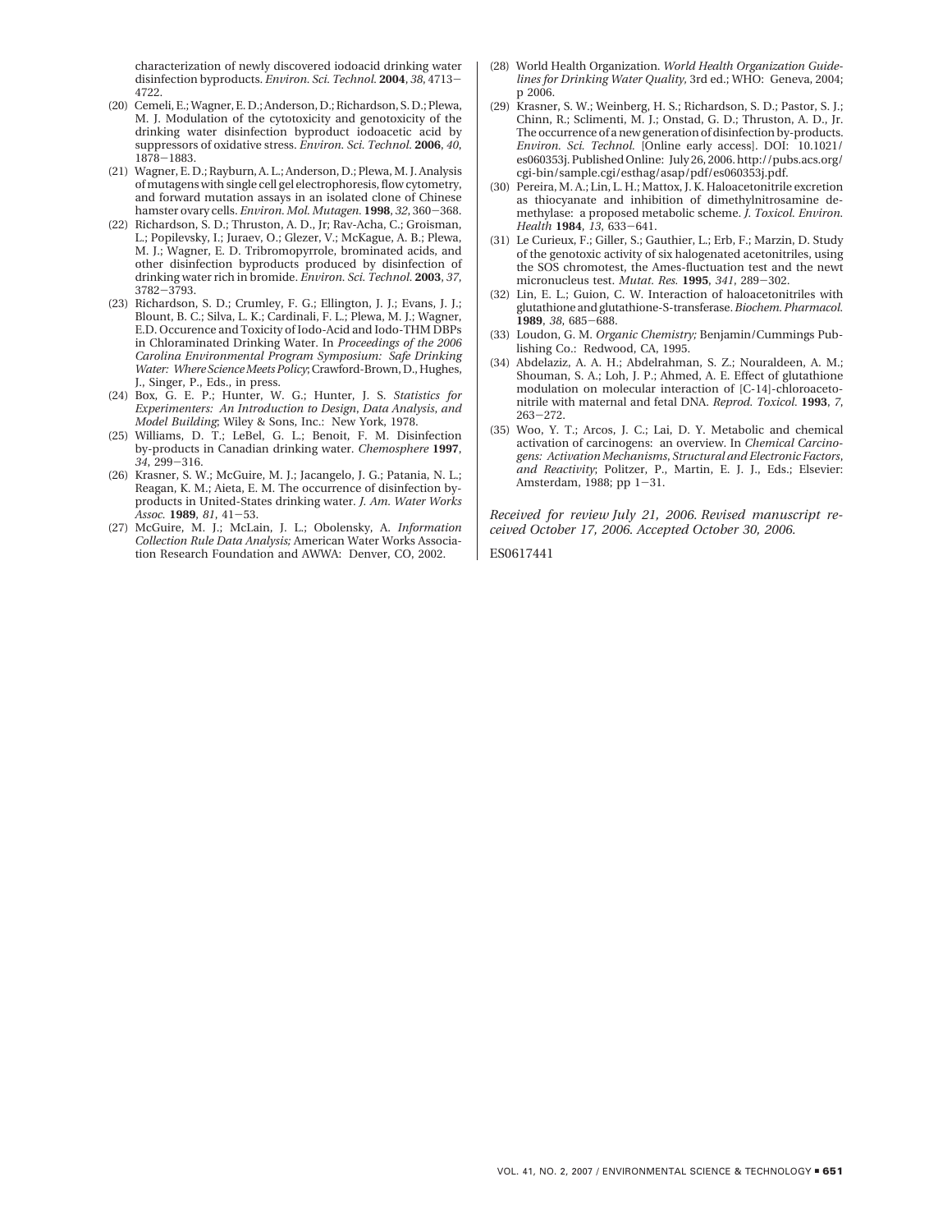characterization of newly discovered iodoacid drinking water disinfection byproducts. *Environ. Sci. Technol.* **2004**, *38*, 4713–4722.

(20) Cemeli, E.; Wagner, E. D.; Anderson, D.; Richardson, S. D.; Plewa, M. J. Modulation of the cytotoxicity and genotoxicity of the drinking water disinfection byproduct iodoacetic acid by suppressors of oxidative stress. *Environ. Sci. Technol.* **2006**, *40*, 1878–1883.

(21) Wagner, E. D.; Rayburn, A. L.; Anderson, D.; Plewa, M. J. Analysis of mutagens with single cell gel electrophoresis, flow cytometry, and forward mutation assays in an isolated clone of Chinese hamster ovary cells. *Environ. Mol. Mutagen.* **1998**, *32*, 360–368.

(22) Richardson, S. D.; Thruston, A. D., Jr; Rav-Acha, C.; Groisman, L.; Popilevsky, I.; Juraev, O.; Glezer, V.; McKague, A. B.; Plewa, M. J.; Wagner, E. D. Tribromopyrrole, brominated acids, and other disinfection byproducts produced by disinfection of drinking water rich in bromide. *Environ. Sci. Technol.* **2003**, *37*, 3782–3793.

(23) Richardson, S. D.; Crumley, F. G.; Ellington, J. J.; Evans, J. J.; Blount, B. C.; Silva, L. K.; Cardinali, F. L.; Plewa, M. J.; Wagner, E.D. Occurence and Toxicity of Iodo-Acid and Iodo-THM DBPs in Chloraminated Drinking Water. In *Proceedings of the 2006 Carolina Environmental Program Symposium: Safe Drinking Water: Where Science Meets Policy*; Crawford-Brown, D., Hughes, J., Singer, P., Eds., in press.

(24) Box, G. E. P.; Hunter, W. G.; Hunter, J. S. *Statistics for Experimenters: An Introduction to Design, Data Analysis, and Model Building*; Wiley & Sons, Inc.: New York, 1978.

(25) Williams, D. T.; LeBel, G. L.; Benoit, F. M. Disinfection by-products in Canadian drinking water. *Chemosphere* **1997**, *34*, 299–316.

(26) Krasner, S. W.; McGuire, M. J.; Jacangelo, J. G.; Patania, N. L.; Reagan, K. M.; Aieta, E. M. The occurrence of disinfection by-products in United-States drinking water. *J. Am. Water Works Assoc.* **1989**, *81*, 41–53.

(27) McGuire, M. J.; McLain, J. L.; Obolensky, A. *Information Collection Rule Data Analysis;* American Water Works Association Research Foundation and AWWA: Denver, CO, 2002.

(28) World Health Organization. *World Health Organization Guidelines for Drinking Water Quality*, 3rd ed.; WHO: Geneva, 2004; p 2006.

(29) Krasner, S. W.; Weinberg, H. S.; Richardson, S. D.; Pastor, S. J.; Chinn, R.; Sclimenti, M. J.; Onstad, G. D.; Thruston, A. D., Jr. The occurrence of a new generation of disinfection by-products. *Environ. Sci. Technol.* [Online early access]. DOI: 10.1021/es060353j. Published Online: July 26, 2006. http://pubs.acs.org/cgi-bin/sample.cgi/esthag/asap/pdf/es060353j.pdf.

(30) Pereira, M. A.; Lin, L. H.; Mattox, J. K. Haloacetonitrile excretion as thiocyanate and inhibition of dimethylnitrosamine demethylase: a proposed metabolic scheme. *J. Toxicol. Environ. Health* **1984**, *13*, 633–641.

(31) Le Curieux, F.; Giller, S.; Gauthier, L.; Erb, F.; Marzin, D. Study of the genotoxic activity of six halogenated acetonitriles, using the SOS chromotest, the Ames-fluctuation test and the newt micronucleus test. *Mutat. Res.* **1995**, *341*, 289–302.

(32) Lin, E. L.; Guion, C. W. Interaction of haloacetonitriles with glutathione and glutathione-S-transferase. *Biochem. Pharmacol.* **1989**, *38*, 685–688.

(33) Loudon, G. M. *Organic Chemistry;* Benjamin/Cummings Publishing Co.: Redwood, CA, 1995.

(34) Abdelaziz, A. A. H.; Abdelrahman, S. Z.; Nouraldeen, A. M.; Shouman, S. A.; Loh, J. P.; Ahmed, A. E. Effect of glutathione modulation on molecular interaction of [C-14]-chloroacetonitrile with maternal and fetal DNA. *Reprod. Toxicol.* **1993**, *7*, 263–272.

(35) Woo, Y. T.; Arcos, J. C.; Lai, D. Y. Metabolic and chemical activation of carcinogens: an overview. In *Chemical Carcinogens: Activation Mechanisms, Structural and Electronic Factors, and Reactivity*; Politzer, P., Martin, E. J. J., Eds.; Elsevier: Amsterdam, 1988; pp 1–31.

*Received for review July 21, 2006. Revised manuscript received October 17, 2006. Accepted October 30, 2006.*

ES0617441